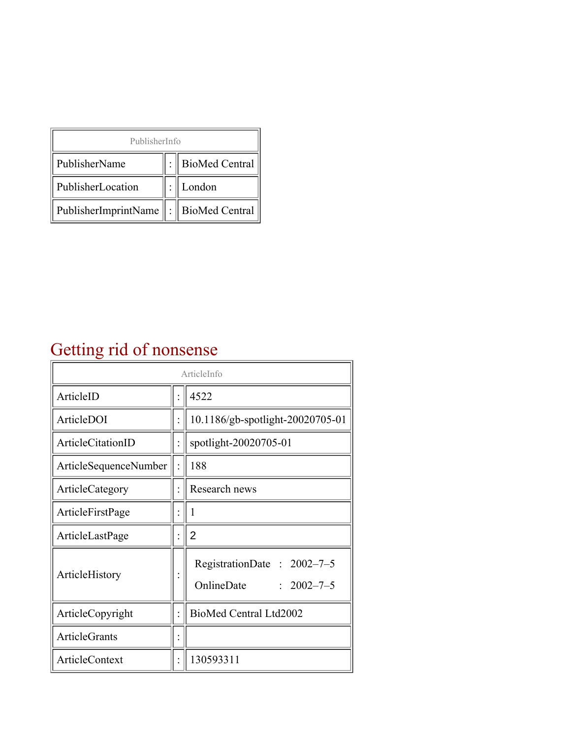| PublisherInfo | | |
| --- | --- | --- |
| PublisherName | : | BioMed Central |
| PublisherLocation | : | London |
| PublisherImprintName | : | BioMed Central |

# Getting rid of nonsense

| ArticleInfo | | |
| --- | --- | --- |
| ArticleID | : | 4522 |
| ArticleDOI | : | 10.1186/gb-spotlight-20020705-01 |
| ArticleCitationID | : | spotlight-20020705-01 |
| ArticleSequenceNumber | : | 188 |
| ArticleCategory | : | Research news |
| ArticleFirstPage | : | 1 |
| ArticleLastPage | : | 2 |
| ArticleHistory | : | RegistrationDate : 2002–7–5<br>OnlineDate : 2002–7–5 |
| ArticleCopyright | : | BioMed Central Ltd2002 |
| ArticleGrants | : | |
| ArticleContext | : | 130593311 |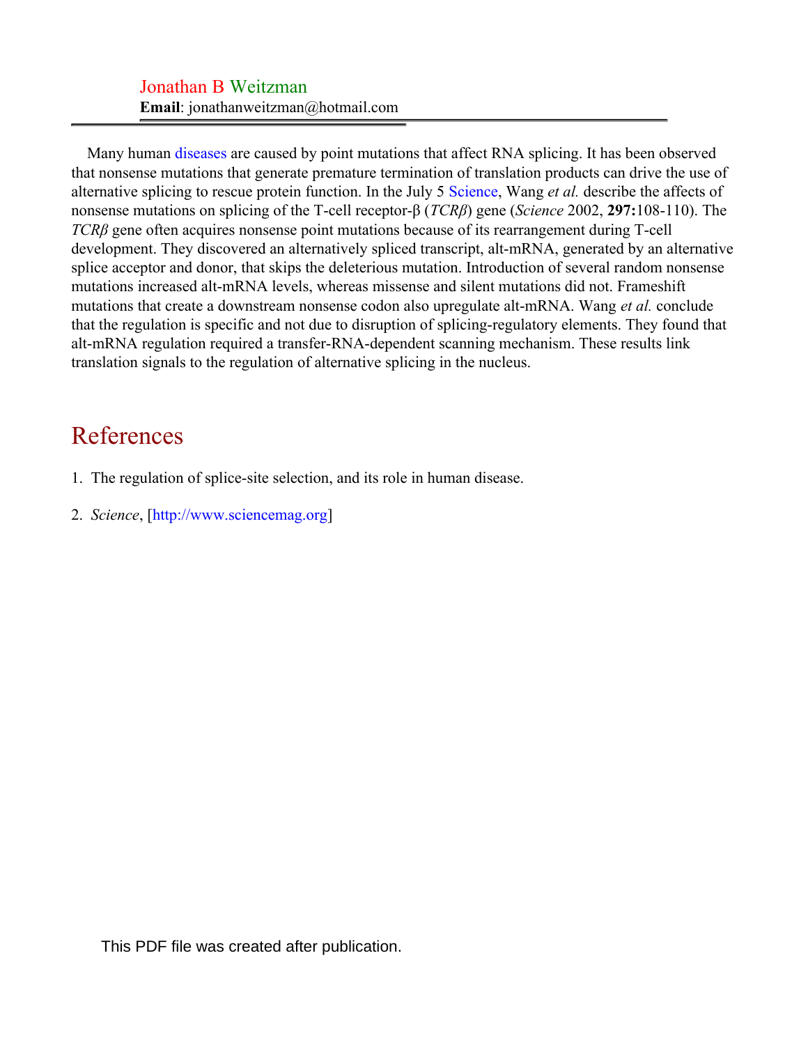Jonathan B Weitzman
**Email**: jonathanweitzman@hotmail.com

Many human diseases are caused by point mutations that affect RNA splicing. It has been observed that nonsense mutations that generate premature termination of translation products can drive the use of alternative splicing to rescue protein function. In the July 5 Science, Wang *et al.* describe the affects of nonsense mutations on splicing of the T-cell receptor-β (*TCRβ*) gene (*Science* 2002, **297:**108-110). The *TCRβ* gene often acquires nonsense point mutations because of its rearrangement during T-cell development. They discovered an alternatively spliced transcript, alt-mRNA, generated by an alternative splice acceptor and donor, that skips the deleterious mutation. Introduction of several random nonsense mutations increased alt-mRNA levels, whereas missense and silent mutations did not. Frameshift mutations that create a downstream nonsense codon also upregulate alt-mRNA. Wang *et al.* conclude that the regulation is specific and not due to disruption of splicing-regulatory elements. They found that alt-mRNA regulation required a transfer-RNA-dependent scanning mechanism. These results link translation signals to the regulation of alternative splicing in the nucleus.

# References

1. The regulation of splice-site selection, and its role in human disease.

2. *Science*, [http://www.sciencemag.org]

This PDF file was created after publication.